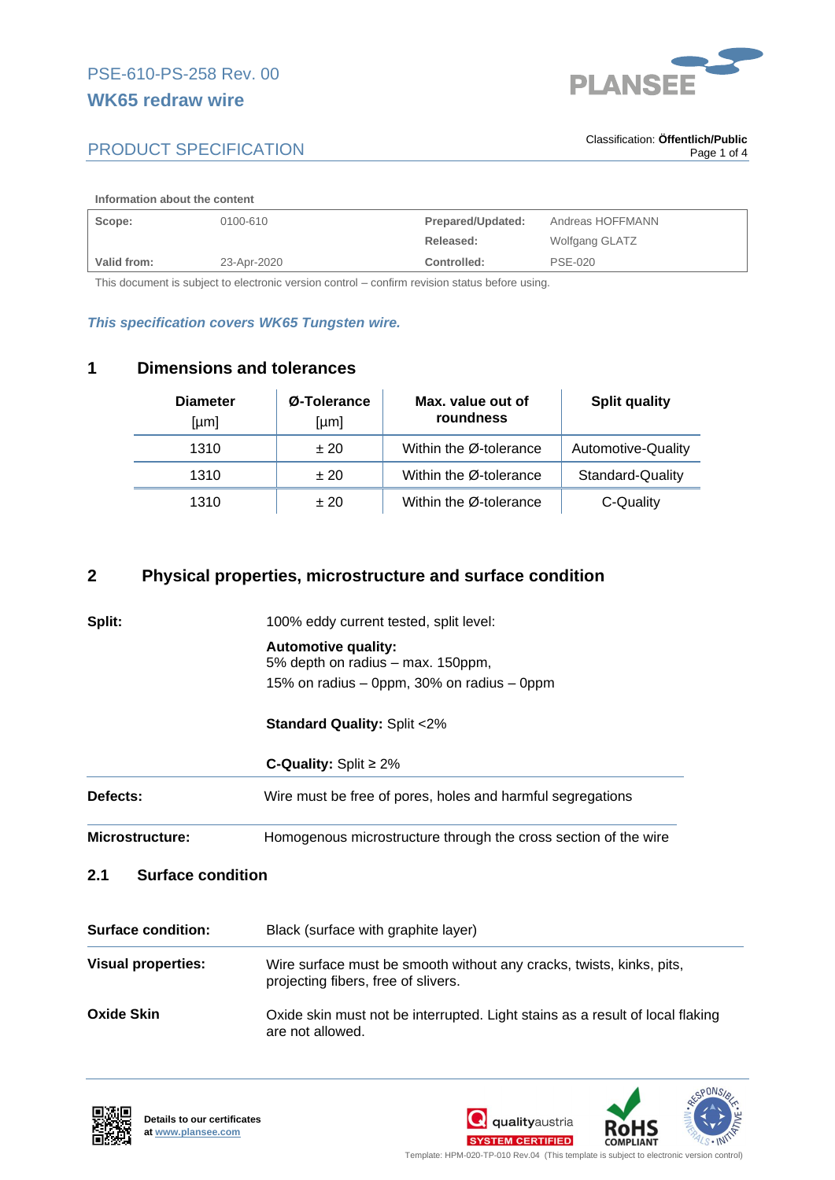PSE-610-PS-258 Rev. 00

**WK65 redraw wire**

PRODUCT SPECIFICATION

Classification: **Öffentlich/Public**

**Information about the content**

| **Scope:** | 0100-610 | **Prepared/Updated:** | Andreas HOFFMANN |
|---|---|---|---|
| | | **Released:** | Wolfgang GLATZ |
| **Valid from:** | 23-Apr-2020 | **Controlled:** | PSE-020 |

This document is subject to electronic version control – confirm revision status before using.

***This specification covers WK65 Tungsten wire.***

## 1 Dimensions and tolerances

| **Diameter** [µm] | **Ø-Tolerance** [µm] | **Max. value out of roundness** | **Split quality** |
|---|---|---|---|
| 1310 | ± 20 | Within the Ø-tolerance | Automotive-Quality |
| 1310 | ± 20 | Within the Ø-tolerance | Standard-Quality |
| 1310 | ± 20 | Within the Ø-tolerance | C-Quality |

## 2 Physical properties, microstructure and surface condition

**Split:** 100% eddy current tested, split level:

**Automotive quality:**
5% depth on radius – max. 150ppm,
15% on radius – 0ppm, 30% on radius – 0ppm

**Standard Quality:** Split <2%

**C-Quality:** Split ≥ 2%

**Defects:** Wire must be free of pores, holes and harmful segregations

**Microstructure:** Homogenous microstructure through the cross section of the wire

### 2.1 Surface condition

**Surface condition:** Black (surface with graphite layer)

**Visual properties:** Wire surface must be smooth without any cracks, twists, kinks, pits, projecting fibers, free of slivers.

**Oxide Skin** Oxide skin must not be interrupted. Light stains as a result of local flaking are not allowed.

**Details to our certificates at www.plansee.com**

Template: HPM-020-TP-010 Rev.04 (This template is subject to electronic version control)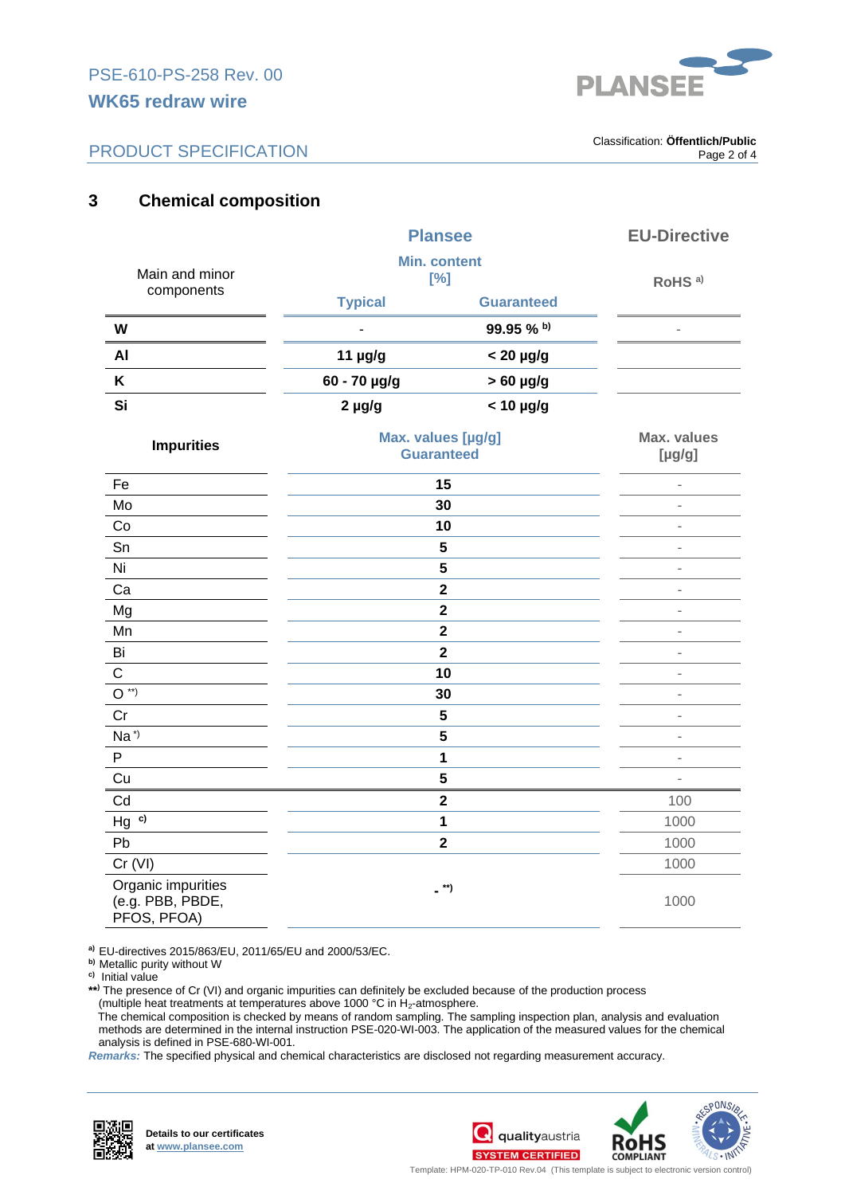## 3 Chemical composition

| Main and minor components | Plansee Min. content [%] Typical | Plansee Min. content [%] Guaranteed | EU-Directive RoHS [a)] |
|---|---|---|---|
| W | - | 99.95 % [b)] | - |
| Al | 11 µg/g | < 20 µg/g | |
| K | 60 - 70 µg/g | > 60 µg/g | |
| Si | 2 µg/g | < 10 µg/g | |

| Impurities | Plansee Max. values [µg/g] Guaranteed | EU-Directive Max. values [µg/g] |
|---|---|---|
| Fe | 15 | - |
| Mo | 30 | - |
| Co | 10 | - |
| Sn | 5 | - |
| Ni | 5 | - |
| Ca | 2 | - |
| Mg | 2 | - |
| Mn | 2 | - |
| Bi | 2 | - |
| C | 10 | - |
| O [**)] | 30 | - |
| Cr | 5 | - |
| Na [*)] | 5 | - |
| P | 1 | - |
| Cu | 5 | - |
| Cd | 2 | 100 |
| Hg [c)] | 1 | 1000 |
| Pb | 2 | 1000 |
| Cr (VI) | - [**)] | 1000 |
| Organic impurities (e.g. PBB, PBDE, PFOS, PFOA) | | 1000 |

[a)] EU-directives 2015/863/EU, 2011/65/EU and 2000/53/EC.
[b)] Metallic purity without W
[c)] Initial value
[**)] The presence of Cr (VI) and organic impurities can definitely be excluded because of the production process (multiple heat treatments at temperatures above 1000 °C in $H_2$-atmosphere.
The chemical composition is checked by means of random sampling. The sampling inspection plan, analysis and evaluation methods are determined in the internal instruction PSE-020-WI-003. The application of the measured values for the chemical analysis is defined in PSE-680-WI-001.

***Remarks:*** The specified physical and chemical characteristics are disclosed not regarding measurement accuracy.

**Details to our certificates at www.plansee.com**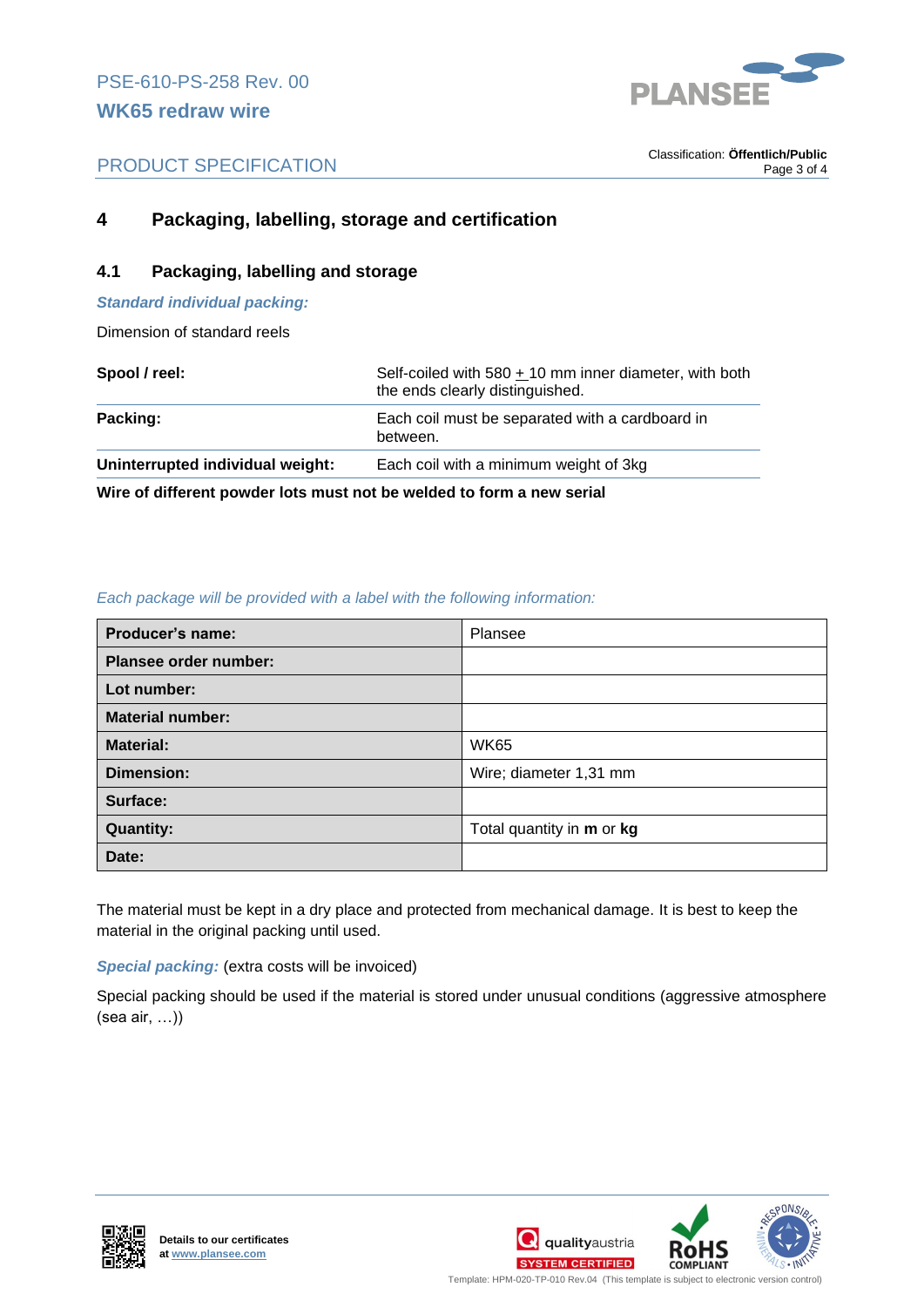# 4 Packaging, labelling, storage and certification

## 4.1 Packaging, labelling and storage

***Standard individual packing:***

Dimension of standard reels

| | |
|---|---|
| **Spool / reel:** | Self-coiled with 580 ± 10 mm inner diameter, with both the ends clearly distinguished. |
| **Packing:** | Each coil must be separated with a cardboard in between. |
| **Uninterrupted individual weight:** | Each coil with a minimum weight of 3kg |

**Wire of different powder lots must not be welded to form a new serial**

*Each package will be provided with a label with the following information:*

| | |
|---|---|
| **Producer's name:** | Plansee |
| **Plansee order number:** | |
| **Lot number:** | |
| **Material number:** | |
| **Material:** | WK65 |
| **Dimension:** | Wire; diameter 1,31 mm |
| **Surface:** | |
| **Quantity:** | Total quantity in **m** or **kg** |
| **Date:** | |

The material must be kept in a dry place and protected from mechanical damage. It is best to keep the material in the original packing until used.

***Special packing:*** (extra costs will be invoiced)

Special packing should be used if the material is stored under unusual conditions (aggressive atmosphere (sea air, …))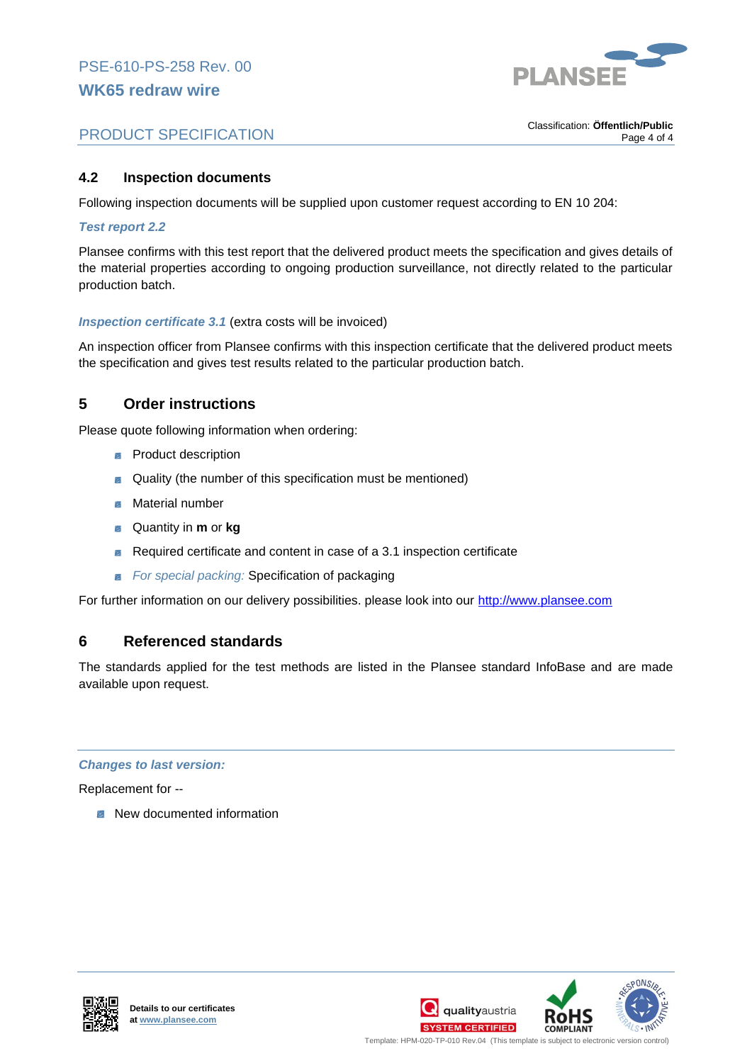### 4.2 Inspection documents

Following inspection documents will be supplied upon customer request according to EN 10 204:

***Test report 2.2***

Plansee confirms with this test report that the delivered product meets the specification and gives details of the material properties according to ongoing production surveillance, not directly related to the particular production batch.

***Inspection certificate 3.1*** (extra costs will be invoiced)

An inspection officer from Plansee confirms with this inspection certificate that the delivered product meets the specification and gives test results related to the particular production batch.

## 5 Order instructions

Please quote following information when ordering:

- Product description
- Quality (the number of this specification must be mentioned)
- Material number
- Quantity in **m** or **kg**
- Required certificate and content in case of a 3.1 inspection certificate
- *For special packing:* Specification of packaging

For further information on our delivery possibilities. please look into our http://www.plansee.com

## 6 Referenced standards

The standards applied for the test methods are listed in the Plansee standard InfoBase and are made available upon request.

***Changes to last version:***

Replacement for --

- New documented information

**Details to our certificates at www.plansee.com**

Template: HPM-020-TP-010 Rev.04 (This template is subject to electronic version control)